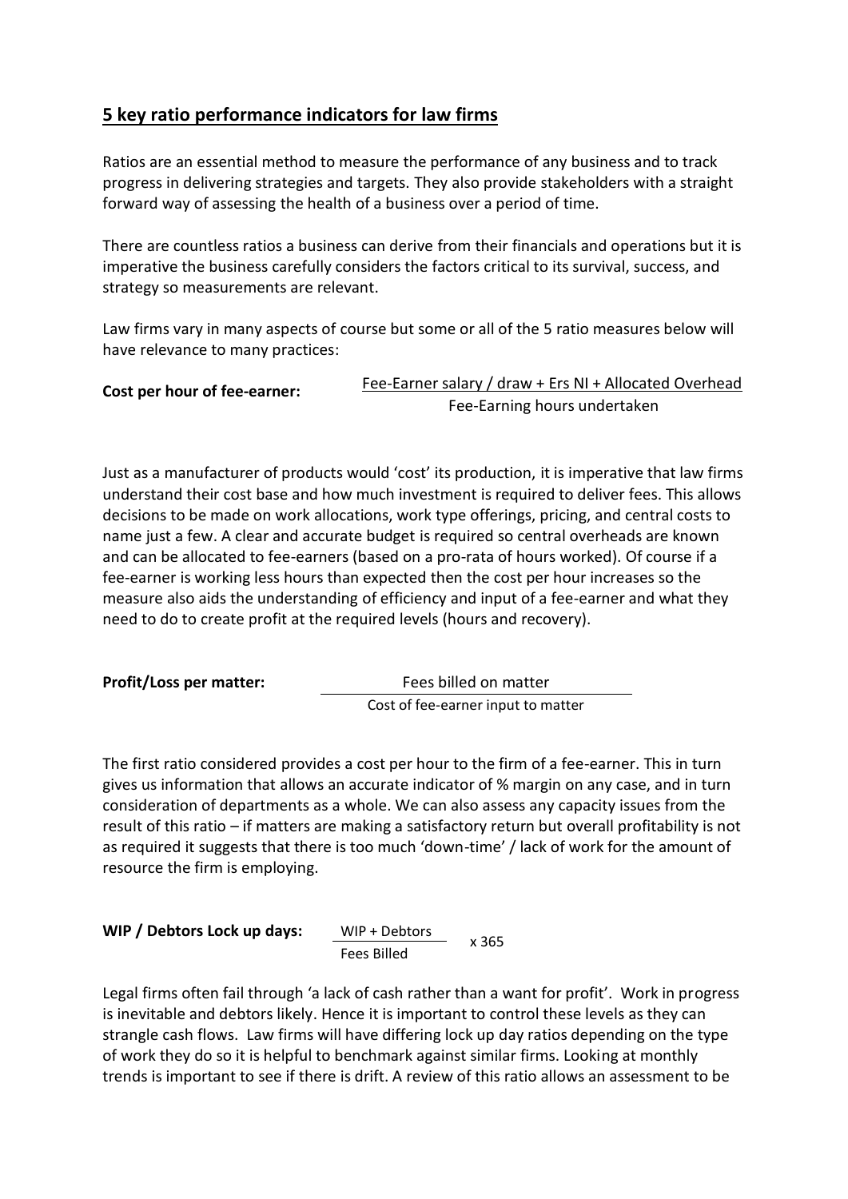## 5 key ratio performance indicators for law firms

Ratios are an essential method to measure the performance of any business and to track progress in delivering strategies and targets. They also provide stakeholders with a straight forward way of assessing the health of a business over a period of time.

There are countless ratios a business can derive from their financials and operations but it is imperative the business carefully considers the factors critical to its survival, success, and strategy so measurements are relevant.

Law firms vary in many aspects of course but some or all of the 5 ratio measures below will have relevance to many practices:

**Cost per hour of fee-earner:**

$$\frac{\text{Fee-Earner salary / draw + Ers NI + Allocated Overhead}}{\text{Fee-Earning hours undertaken}}$$

Just as a manufacturer of products would 'cost' its production, it is imperative that law firms understand their cost base and how much investment is required to deliver fees. This allows decisions to be made on work allocations, work type offerings, pricing, and central costs to name just a few. A clear and accurate budget is required so central overheads are known and can be allocated to fee-earners (based on a pro-rata of hours worked). Of course if a fee-earner is working less hours than expected then the cost per hour increases so the measure also aids the understanding of efficiency and input of a fee-earner and what they need to do to create profit at the required levels (hours and recovery).

**Profit/Loss per matter:**

$$\frac{\text{Fees billed on matter}}{\text{Cost of fee-earner input to matter}}$$

The first ratio considered provides a cost per hour to the firm of a fee-earner. This in turn gives us information that allows an accurate indicator of % margin on any case, and in turn consideration of departments as a whole. We can also assess any capacity issues from the result of this ratio – if matters are making a satisfactory return but overall profitability is not as required it suggests that there is too much 'down-time' / lack of work for the amount of resource the firm is employing.

**WIP / Debtors Lock up days:**

$$\frac{\text{WIP + Debtors}}{\text{Fees Billed}} \times 365$$

Legal firms often fail through 'a lack of cash rather than a want for profit'. Work in progress is inevitable and debtors likely. Hence it is important to control these levels as they can strangle cash flows. Law firms will have differing lock up day ratios depending on the type of work they do so it is helpful to benchmark against similar firms. Looking at monthly trends is important to see if there is drift. A review of this ratio allows an assessment to be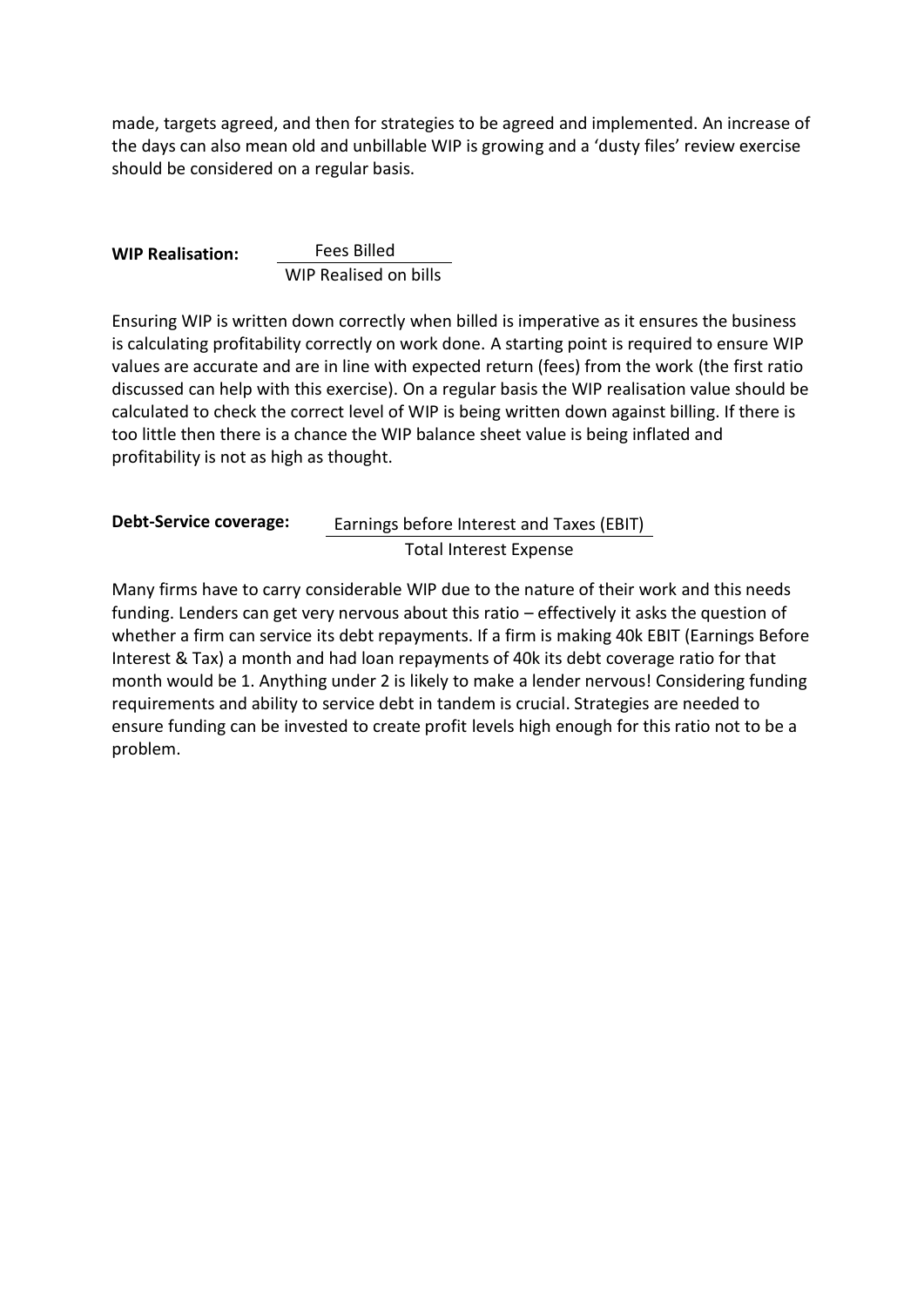made, targets agreed, and then for strategies to be agreed and implemented. An increase of the days can also mean old and unbillable WIP is growing and a 'dusty files' review exercise should be considered on a regular basis.

**WIP Realisation:**

$$\frac{\text{Fees Billed}}{\text{WIP Realised on bills}}$$

Ensuring WIP is written down correctly when billed is imperative as it ensures the business is calculating profitability correctly on work done. A starting point is required to ensure WIP values are accurate and are in line with expected return (fees) from the work (the first ratio discussed can help with this exercise). On a regular basis the WIP realisation value should be calculated to check the correct level of WIP is being written down against billing. If there is too little then there is a chance the WIP balance sheet value is being inflated and profitability is not as high as thought.

**Debt-Service coverage:**

$$\frac{\text{Earnings before Interest and Taxes (EBIT)}}{\text{Total Interest Expense}}$$

Many firms have to carry considerable WIP due to the nature of their work and this needs funding. Lenders can get very nervous about this ratio – effectively it asks the question of whether a firm can service its debt repayments. If a firm is making 40k EBIT (Earnings Before Interest & Tax) a month and had loan repayments of 40k its debt coverage ratio for that month would be 1. Anything under 2 is likely to make a lender nervous! Considering funding requirements and ability to service debt in tandem is crucial. Strategies are needed to ensure funding can be invested to create profit levels high enough for this ratio not to be a problem.